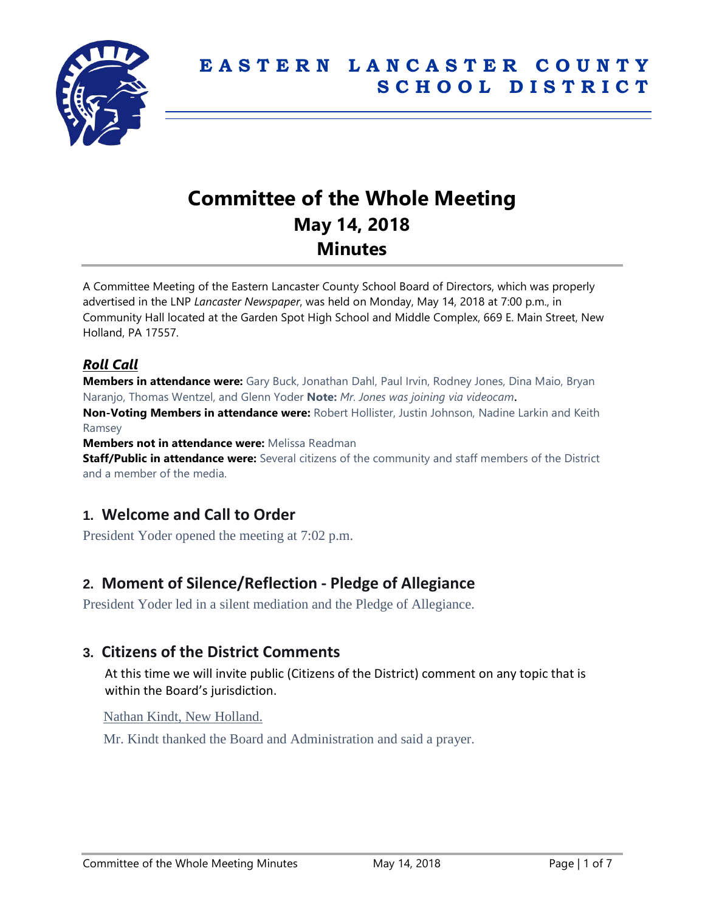# EASTERN LANCASTER COUNTY SCHOOL DISTRICT

# Committee of the Whole Meeting
## May 14, 2018
## Minutes

A Committee Meeting of the Eastern Lancaster County School Board of Directors, which was properly advertised in the LNP *Lancaster Newspaper*, was held on Monday, May 14, 2018 at 7:00 p.m., in Community Hall located at the Garden Spot High School and Middle Complex, 669 E. Main Street, New Holland, PA 17557.

### *Roll Call*

**Members in attendance were:** Gary Buck, Jonathan Dahl, Paul Irvin, Rodney Jones, Dina Maio, Bryan Naranjo, Thomas Wentzel, and Glenn Yoder **Note:** *Mr. Jones was joining via videocam*.

**Non-Voting Members in attendance were:** Robert Hollister, Justin Johnson, Nadine Larkin and Keith Ramsey

**Members not in attendance were:** Melissa Readman

**Staff/Public in attendance were:** Several citizens of the community and staff members of the District and a member of the media.

## 1. Welcome and Call to Order

President Yoder opened the meeting at 7:02 p.m.

## 2. Moment of Silence/Reflection - Pledge of Allegiance

President Yoder led in a silent mediation and the Pledge of Allegiance.

## 3. Citizens of the District Comments

At this time we will invite public (Citizens of the District) comment on any topic that is within the Board's jurisdiction.

Nathan Kindt, New Holland.

Mr. Kindt thanked the Board and Administration and said a prayer.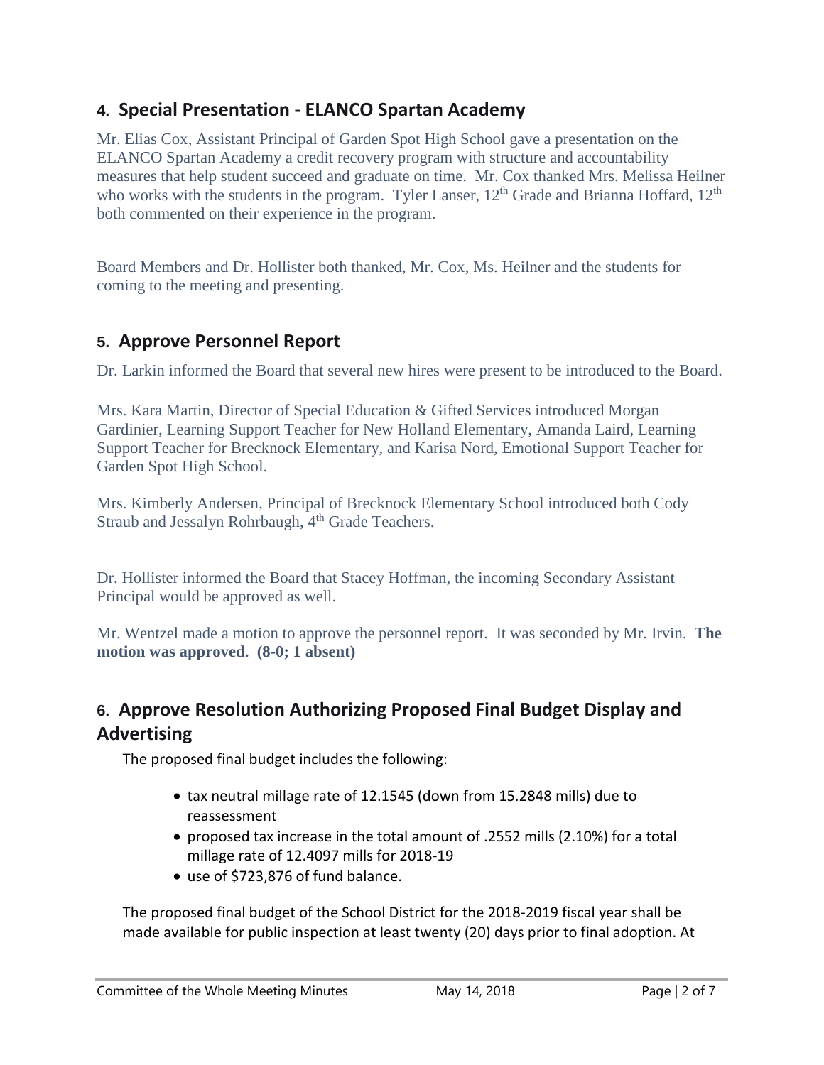## 4. Special Presentation - ELANCO Spartan Academy

Mr. Elias Cox, Assistant Principal of Garden Spot High School gave a presentation on the ELANCO Spartan Academy a credit recovery program with structure and accountability measures that help student succeed and graduate on time. Mr. Cox thanked Mrs. Melissa Heilner who works with the students in the program. Tyler Lanser, 12th Grade and Brianna Hoffard, 12th both commented on their experience in the program.

Board Members and Dr. Hollister both thanked, Mr. Cox, Ms. Heilner and the students for coming to the meeting and presenting.

## 5. Approve Personnel Report

Dr. Larkin informed the Board that several new hires were present to be introduced to the Board.

Mrs. Kara Martin, Director of Special Education & Gifted Services introduced Morgan Gardinier, Learning Support Teacher for New Holland Elementary, Amanda Laird, Learning Support Teacher for Brecknock Elementary, and Karisa Nord, Emotional Support Teacher for Garden Spot High School.

Mrs. Kimberly Andersen, Principal of Brecknock Elementary School introduced both Cody Straub and Jessalyn Rohrbaugh, 4th Grade Teachers.

Dr. Hollister informed the Board that Stacey Hoffman, the incoming Secondary Assistant Principal would be approved as well.

Mr. Wentzel made a motion to approve the personnel report. It was seconded by Mr. Irvin. **The motion was approved. (8-0; 1 absent)**

## 6. Approve Resolution Authorizing Proposed Final Budget Display and Advertising

The proposed final budget includes the following:

- tax neutral millage rate of 12.1545 (down from 15.2848 mills) due to reassessment
- proposed tax increase in the total amount of .2552 mills (2.10%) for a total millage rate of 12.4097 mills for 2018-19
- use of $723,876 of fund balance.

The proposed final budget of the School District for the 2018-2019 fiscal year shall be made available for public inspection at least twenty (20) days prior to final adoption. At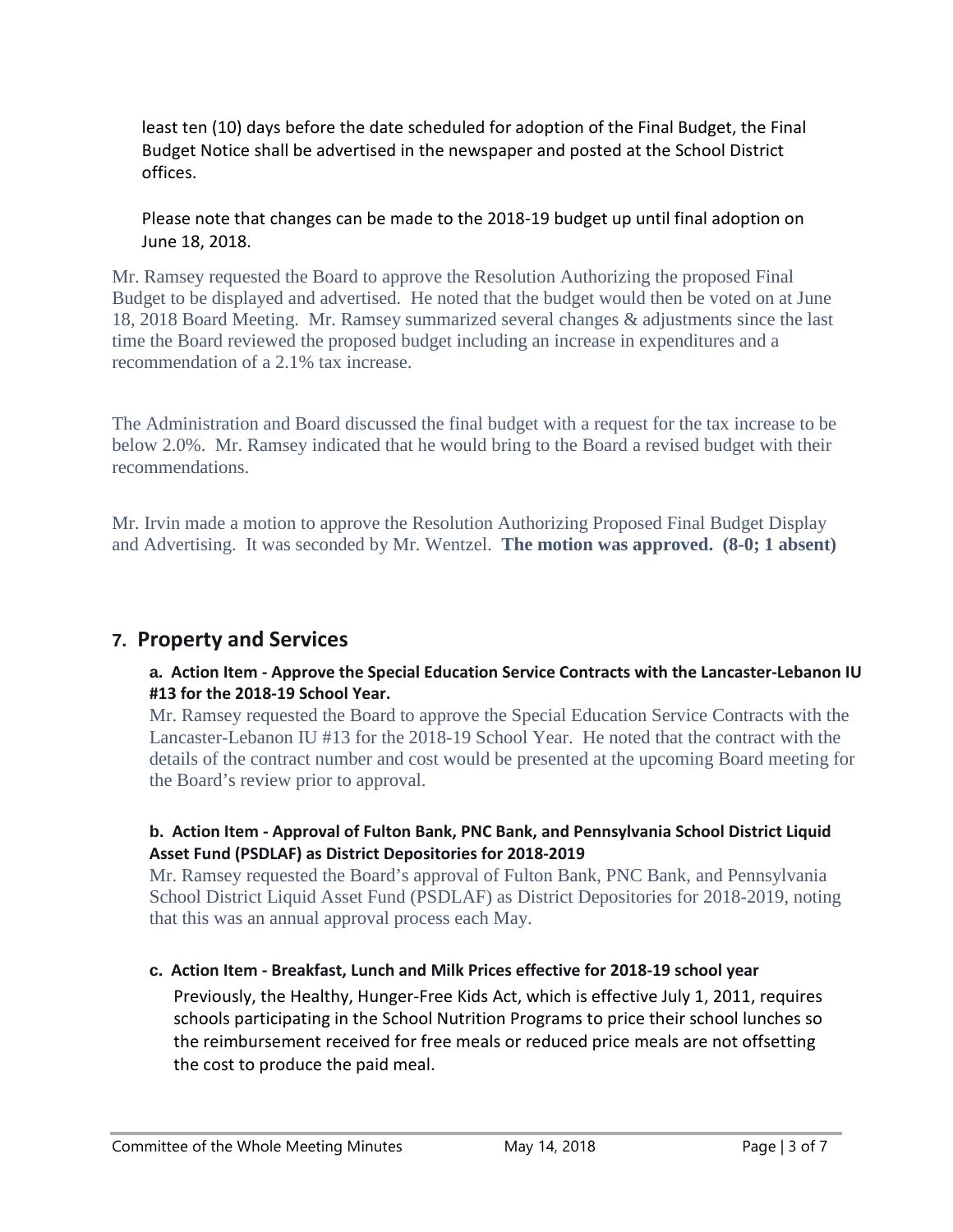least ten (10) days before the date scheduled for adoption of the Final Budget, the Final Budget Notice shall be advertised in the newspaper and posted at the School District offices.

Please note that changes can be made to the 2018-19 budget up until final adoption on June 18, 2018.

Mr. Ramsey requested the Board to approve the Resolution Authorizing the proposed Final Budget to be displayed and advertised. He noted that the budget would then be voted on at June 18, 2018 Board Meeting. Mr. Ramsey summarized several changes & adjustments since the last time the Board reviewed the proposed budget including an increase in expenditures and a recommendation of a 2.1% tax increase.

The Administration and Board discussed the final budget with a request for the tax increase to be below 2.0%. Mr. Ramsey indicated that he would bring to the Board a revised budget with their recommendations.

Mr. Irvin made a motion to approve the Resolution Authorizing Proposed Final Budget Display and Advertising. It was seconded by Mr. Wentzel. **The motion was approved. (8-0; 1 absent)**

## 7. Property and Services

**a. Action Item - Approve the Special Education Service Contracts with the Lancaster-Lebanon IU #13 for the 2018-19 School Year.**

Mr. Ramsey requested the Board to approve the Special Education Service Contracts with the Lancaster-Lebanon IU #13 for the 2018-19 School Year. He noted that the contract with the details of the contract number and cost would be presented at the upcoming Board meeting for the Board's review prior to approval.

**b. Action Item - Approval of Fulton Bank, PNC Bank, and Pennsylvania School District Liquid Asset Fund (PSDLAF) as District Depositories for 2018-2019**

Mr. Ramsey requested the Board's approval of Fulton Bank, PNC Bank, and Pennsylvania School District Liquid Asset Fund (PSDLAF) as District Depositories for 2018-2019, noting that this was an annual approval process each May.

**c. Action Item - Breakfast, Lunch and Milk Prices effective for 2018-19 school year**

Previously, the Healthy, Hunger-Free Kids Act, which is effective July 1, 2011, requires schools participating in the School Nutrition Programs to price their school lunches so the reimbursement received for free meals or reduced price meals are not offsetting the cost to produce the paid meal.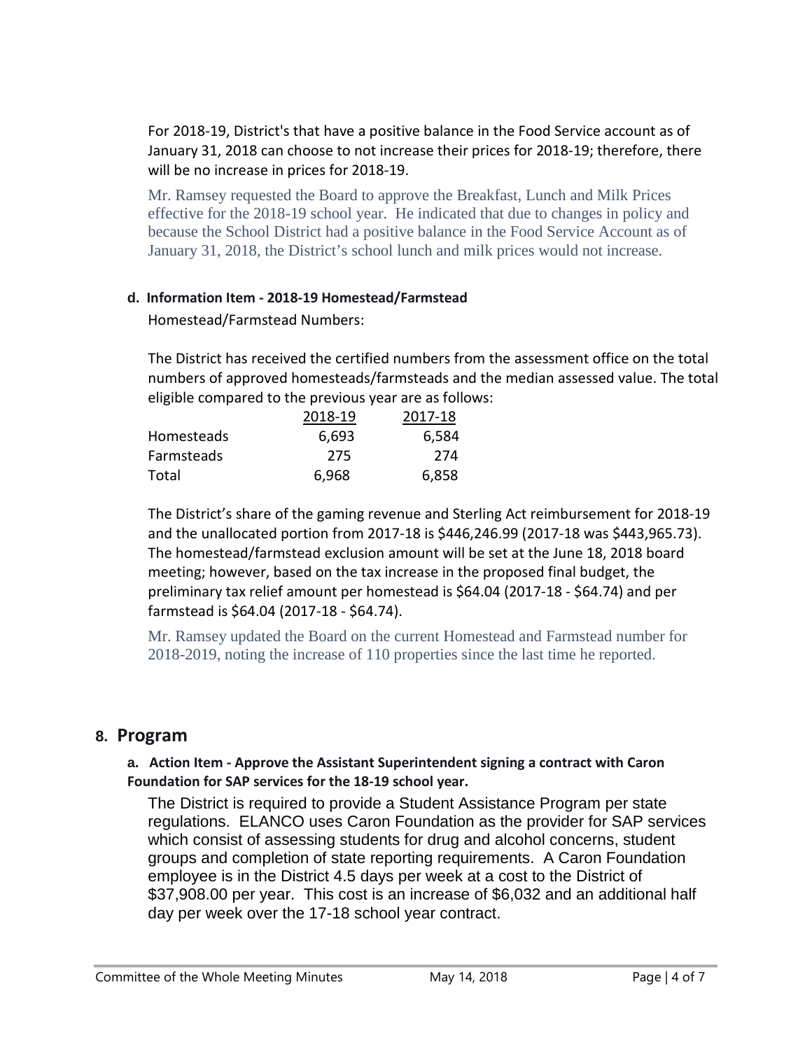For 2018-19, District's that have a positive balance in the Food Service account as of January 31, 2018 can choose to not increase their prices for 2018-19; therefore, there will be no increase in prices for 2018-19.

Mr. Ramsey requested the Board to approve the Breakfast, Lunch and Milk Prices effective for the 2018-19 school year. He indicated that due to changes in policy and because the School District had a positive balance in the Food Service Account as of January 31, 2018, the District's school lunch and milk prices would not increase.

#### d. Information Item - 2018-19 Homestead/Farmstead

Homestead/Farmstead Numbers:

The District has received the certified numbers from the assessment office on the total numbers of approved homesteads/farmsteads and the median assessed value. The total eligible compared to the previous year are as follows:

| | 2018-19 | 2017-18 |
|---|---|---|
| Homesteads | 6,693 | 6,584 |
| Farmsteads | 275 | 274 |
| Total | 6,968 | 6,858 |

The District's share of the gaming revenue and Sterling Act reimbursement for 2018-19 and the unallocated portion from 2017-18 is $446,246.99 (2017-18 was $443,965.73). The homestead/farmstead exclusion amount will be set at the June 18, 2018 board meeting; however, based on the tax increase in the proposed final budget, the preliminary tax relief amount per homestead is $64.04 (2017-18 - $64.74) and per farmstead is $64.04 (2017-18 - $64.74).

Mr. Ramsey updated the Board on the current Homestead and Farmstead number for 2018-2019, noting the increase of 110 properties since the last time he reported.

## 8. Program

#### a. Action Item - Approve the Assistant Superintendent signing a contract with Caron Foundation for SAP services for the 18-19 school year.

The District is required to provide a Student Assistance Program per state regulations. ELANCO uses Caron Foundation as the provider for SAP services which consist of assessing students for drug and alcohol concerns, student groups and completion of state reporting requirements. A Caron Foundation employee is in the District 4.5 days per week at a cost to the District of $37,908.00 per year. This cost is an increase of $6,032 and an additional half day per week over the 17-18 school year contract.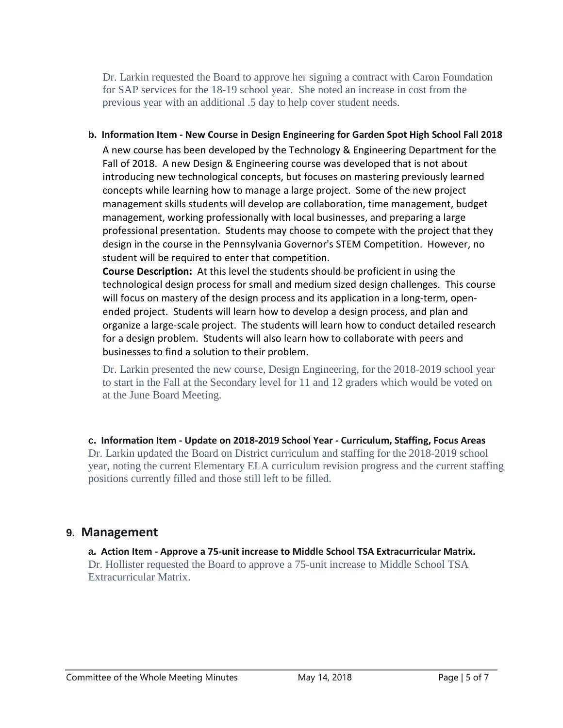Dr. Larkin requested the Board to approve her signing a contract with Caron Foundation for SAP services for the 18-19 school year. She noted an increase in cost from the previous year with an additional .5 day to help cover student needs.

**b. Information Item - New Course in Design Engineering for Garden Spot High School Fall 2018**

A new course has been developed by the Technology & Engineering Department for the Fall of 2018. A new Design & Engineering course was developed that is not about introducing new technological concepts, but focuses on mastering previously learned concepts while learning how to manage a large project. Some of the new project management skills students will develop are collaboration, time management, budget management, working professionally with local businesses, and preparing a large professional presentation. Students may choose to compete with the project that they design in the course in the Pennsylvania Governor's STEM Competition. However, no student will be required to enter that competition.

**Course Description:** At this level the students should be proficient in using the technological design process for small and medium sized design challenges. This course will focus on mastery of the design process and its application in a long-term, open-ended project. Students will learn how to develop a design process, and plan and organize a large-scale project. The students will learn how to conduct detailed research for a design problem. Students will also learn how to collaborate with peers and businesses to find a solution to their problem.

Dr. Larkin presented the new course, Design Engineering, for the 2018-2019 school year to start in the Fall at the Secondary level for 11 and 12 graders which would be voted on at the June Board Meeting.

**c. Information Item - Update on 2018-2019 School Year - Curriculum, Staffing, Focus Areas**

Dr. Larkin updated the Board on District curriculum and staffing for the 2018-2019 school year, noting the current Elementary ELA curriculum revision progress and the current staffing positions currently filled and those still left to be filled.

## 9. Management

**a. Action Item - Approve a 75-unit increase to Middle School TSA Extracurricular Matrix.**

Dr. Hollister requested the Board to approve a 75-unit increase to Middle School TSA Extracurricular Matrix.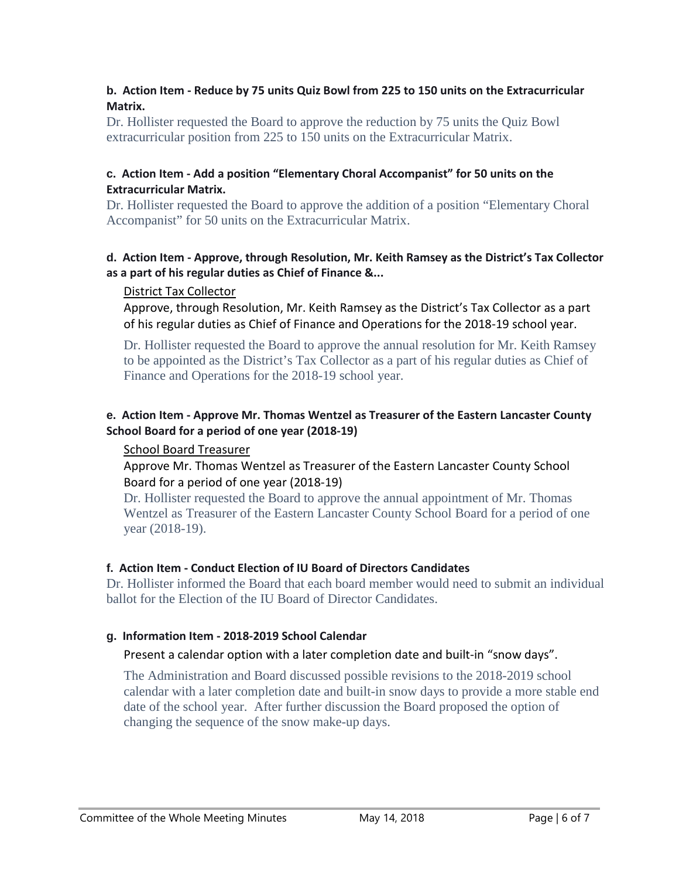**b. Action Item - Reduce by 75 units Quiz Bowl from 225 to 150 units on the Extracurricular Matrix.**

Dr. Hollister requested the Board to approve the reduction by 75 units the Quiz Bowl extracurricular position from 225 to 150 units on the Extracurricular Matrix.

**c. Action Item - Add a position "Elementary Choral Accompanist" for 50 units on the Extracurricular Matrix.**

Dr. Hollister requested the Board to approve the addition of a position "Elementary Choral Accompanist" for 50 units on the Extracurricular Matrix.

**d. Action Item - Approve, through Resolution, Mr. Keith Ramsey as the District's Tax Collector as a part of his regular duties as Chief of Finance &...**

District Tax Collector

Approve, through Resolution, Mr. Keith Ramsey as the District's Tax Collector as a part of his regular duties as Chief of Finance and Operations for the 2018-19 school year.

Dr. Hollister requested the Board to approve the annual resolution for Mr. Keith Ramsey to be appointed as the District's Tax Collector as a part of his regular duties as Chief of Finance and Operations for the 2018-19 school year.

**e. Action Item - Approve Mr. Thomas Wentzel as Treasurer of the Eastern Lancaster County School Board for a period of one year (2018-19)**

School Board Treasurer

Approve Mr. Thomas Wentzel as Treasurer of the Eastern Lancaster County School Board for a period of one year (2018-19)

Dr. Hollister requested the Board to approve the annual appointment of Mr. Thomas Wentzel as Treasurer of the Eastern Lancaster County School Board for a period of one year (2018-19).

**f. Action Item - Conduct Election of IU Board of Directors Candidates**

Dr. Hollister informed the Board that each board member would need to submit an individual ballot for the Election of the IU Board of Director Candidates.

**g. Information Item - 2018-2019 School Calendar**

Present a calendar option with a later completion date and built-in "snow days".

The Administration and Board discussed possible revisions to the 2018-2019 school calendar with a later completion date and built-in snow days to provide a more stable end date of the school year. After further discussion the Board proposed the option of changing the sequence of the snow make-up days.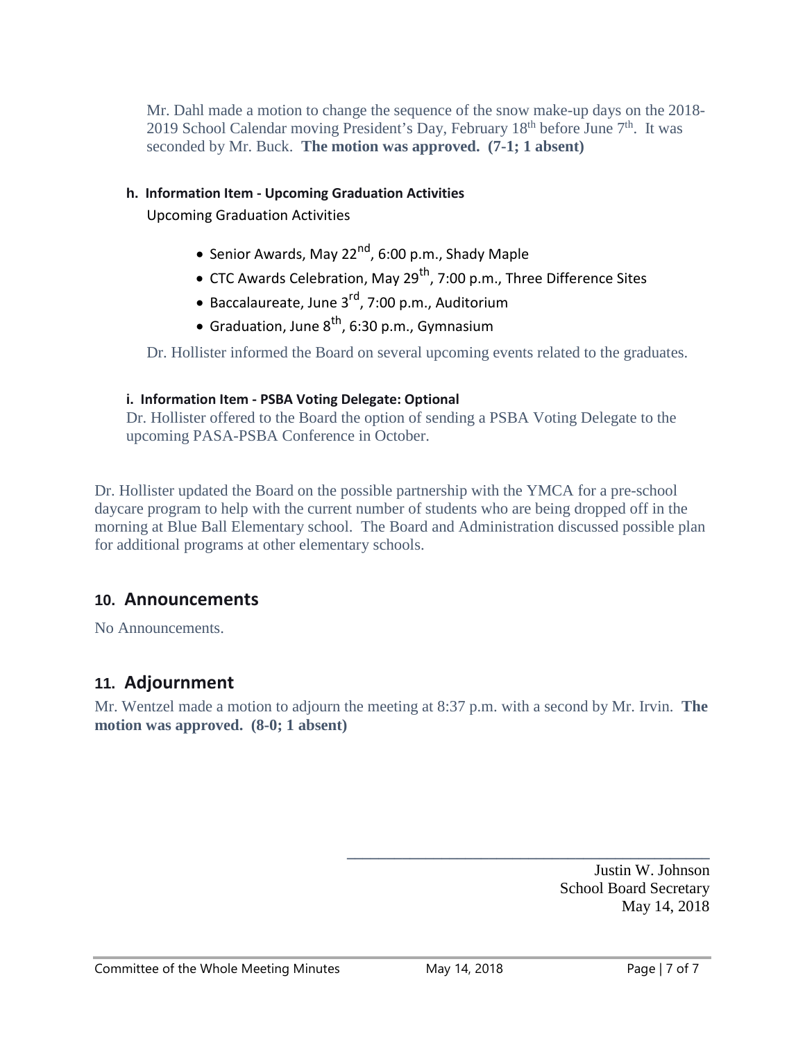Mr. Dahl made a motion to change the sequence of the snow make-up days on the 2018-2019 School Calendar moving President's Day, February 18th before June 7th. It was seconded by Mr. Buck. **The motion was approved. (7-1; 1 absent)**

#### h. Information Item - Upcoming Graduation Activities

Upcoming Graduation Activities

- Senior Awards, May 22nd, 6:00 p.m., Shady Maple
- CTC Awards Celebration, May 29th, 7:00 p.m., Three Difference Sites
- Baccalaureate, June 3rd, 7:00 p.m., Auditorium
- Graduation, June 8th, 6:30 p.m., Gymnasium

Dr. Hollister informed the Board on several upcoming events related to the graduates.

#### i. Information Item - PSBA Voting Delegate: Optional

Dr. Hollister offered to the Board the option of sending a PSBA Voting Delegate to the upcoming PASA-PSBA Conference in October.

Dr. Hollister updated the Board on the possible partnership with the YMCA for a pre-school daycare program to help with the current number of students who are being dropped off in the morning at Blue Ball Elementary school. The Board and Administration discussed possible plan for additional programs at other elementary schools.

## 10. Announcements

No Announcements.

## 11. Adjournment

Mr. Wentzel made a motion to adjourn the meeting at 8:37 p.m. with a second by Mr. Irvin. **The motion was approved. (8-0; 1 absent)**

\_\_\_\_\_\_\_\_\_\_\_\_\_\_\_\_\_\_\_\_\_\_\_\_\_\_\_\_\_\_\_\_\_\_\_\_\_\_\_\_

Justin W. Johnson
School Board Secretary
May 14, 2018